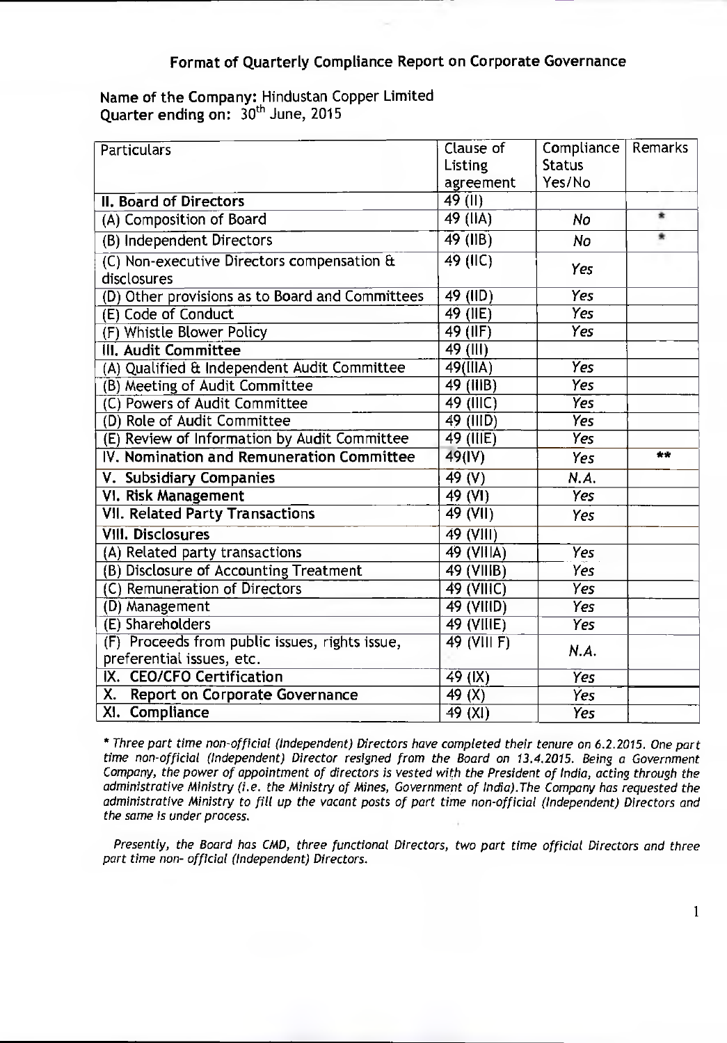## Format of Quarterly Compliance Report on Corporate Governance

**Name of the Company:** Hindustan Copper Limited
**Quarter ending on:** 30th June, 2015

| Particulars | Clause of Listing agreement | Compliance Status Yes/No | Remarks |
|---|---|---|---|
| **II. Board of Directors** | 49 (II) | | |
| (A) Composition of Board | 49 (IIA) | *No* | * |
| (B) Independent Directors | 49 (IIB) | *No* | * |
| (C) Non-executive Directors compensation & disclosures | 49 (IIC) | *Yes* | |
| (D) Other provisions as to Board and Committees | 49 (IID) | *Yes* | |
| (E) Code of Conduct | 49 (IIE) | *Yes* | |
| (F) Whistle Blower Policy | 49 (IIF) | *Yes* | |
| **III. Audit Committee** | 49 (III) | | |
| (A) Qualified & Independent Audit Committee | 49(IIIA) | *Yes* | |
| (B) Meeting of Audit Committee | 49 (IIIB) | *Yes* | |
| (C) Powers of Audit Committee | 49 (IIIC) | *Yes* | |
| (D) Role of Audit Committee | 49 (IIID) | *Yes* | |
| (E) Review of Information by Audit Committee | 49 (IIIE) | *Yes* | |
| **IV. Nomination and Remuneration Committee** | 49(IV) | *Yes* | ** |
| **V. Subsidiary Companies** | 49 (V) | *N.A.* | |
| **VI. Risk Management** | 49 (VI) | *Yes* | |
| **VII. Related Party Transactions** | 49 (VII) | *Yes* | |
| **VIII. Disclosures** | 49 (VIII) | | |
| (A) Related party transactions | 49 (VIIIA) | *Yes* | |
| (B) Disclosure of Accounting Treatment | 49 (VIIIB) | *Yes* | |
| (C) Remuneration of Directors | 49 (VIIIC) | *Yes* | |
| (D) Management | 49 (VIIID) | *Yes* | |
| (E) Shareholders | 49 (VIIIE) | *Yes* | |
| (F) Proceeds from public issues, rights issue, preferential issues, etc. | 49 (VIII F) | *N.A.* | |
| **IX. CEO/CFO Certification** | 49 (IX) | *Yes* | |
| **X. Report on Corporate Governance** | 49 (X) | *Yes* | |
| **XI. Compliance** | 49 (XI) | *Yes* | |

*\* Three part time non-official (Independent) Directors have completed their tenure on 6.2.2015. One part time non-official (Independent) Director resigned from the Board on 13.4.2015. Being a Government Company, the power of appointment of directors is vested with the President of India, acting through the administrative Ministry (i.e. the Ministry of Mines, Government of India).The Company has requested the administrative Ministry to fill up the vacant posts of part time non-official (Independent) Directors and the same is under process.*

*Presently, the Board has CMD, three functional Directors, two part time official Directors and three part time non- official (Independent) Directors.*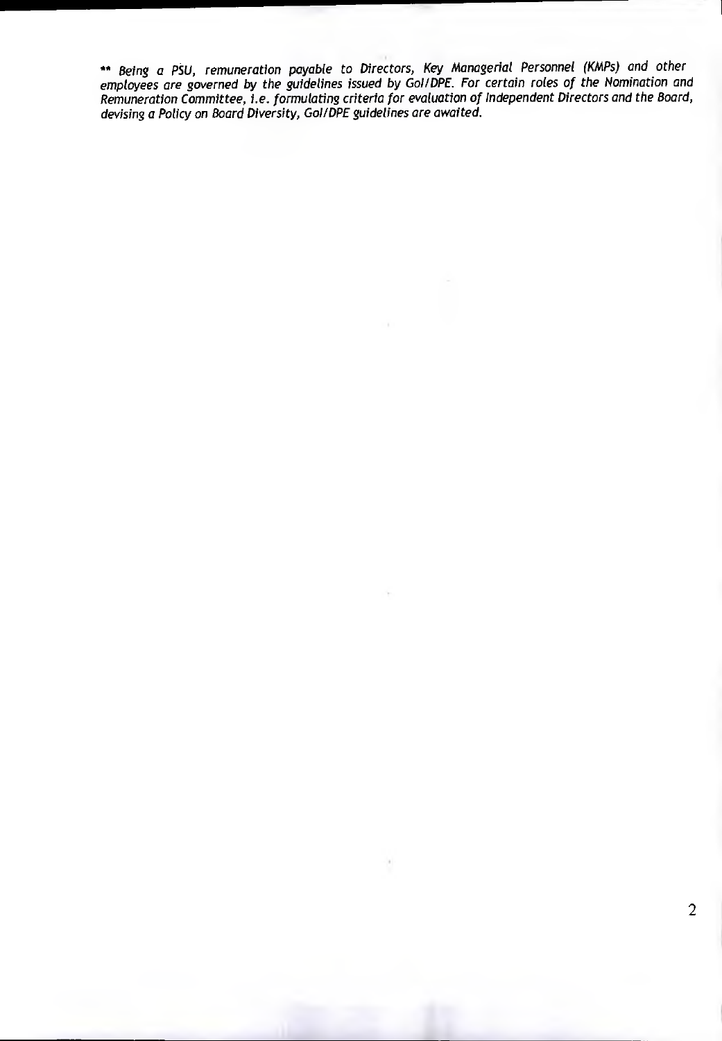*\*\* Being a PSU, remuneration payable to Directors, Key Managerial Personnel (KMPs) and other employees are governed by the guidelines issued by GoI/DPE. For certain roles of the Nomination and Remuneration Committee, i.e. formulating criteria for evaluation of Independent Directors and the Board, devising a Policy on Board Diversity, GoI/DPE guidelines are awaited.*